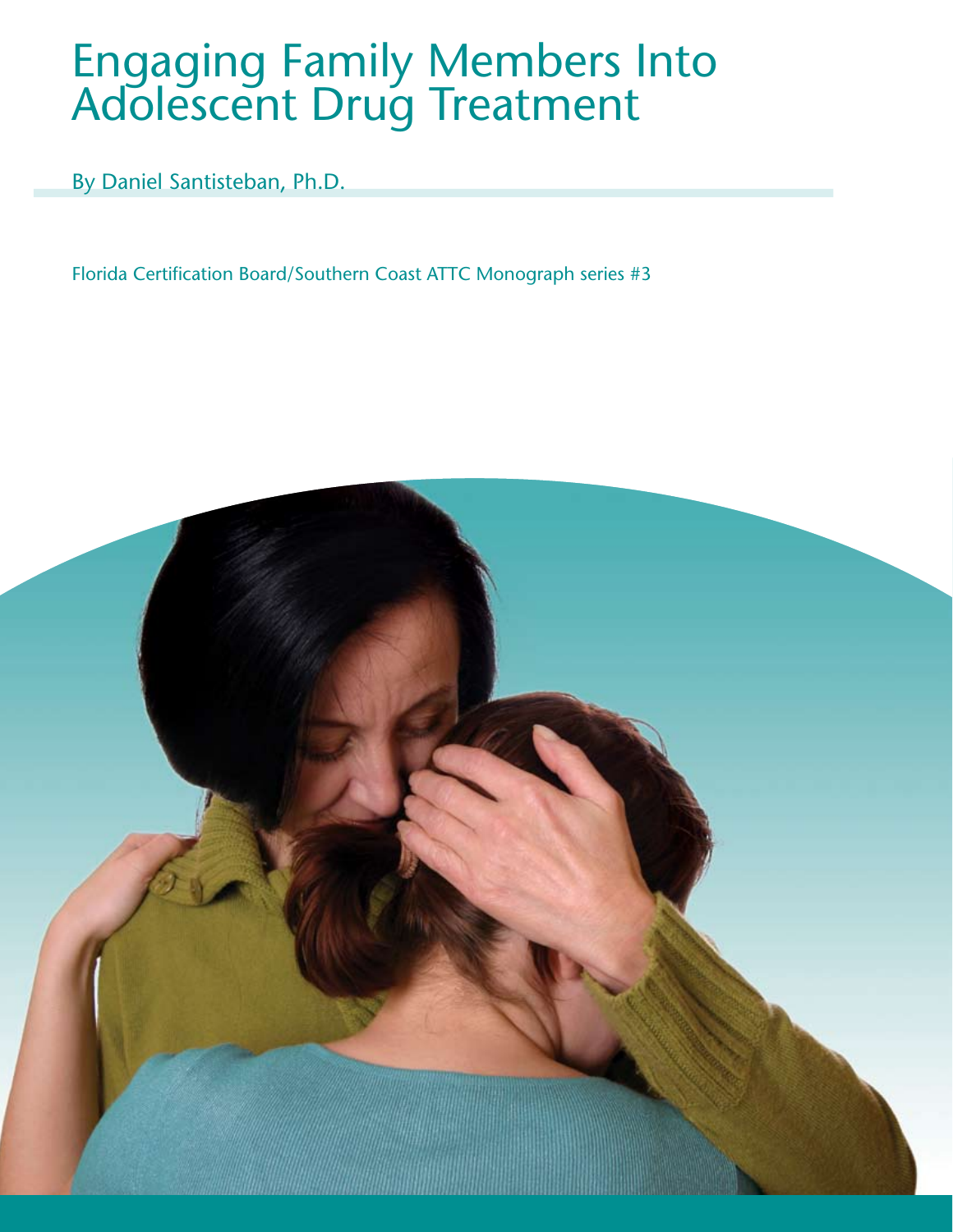# Engaging Family Members Into Adolescent Drug Treatment

By Daniel Santisteban, Ph.D.

Florida Certification Board/Southern Coast ATTC Monograph series #3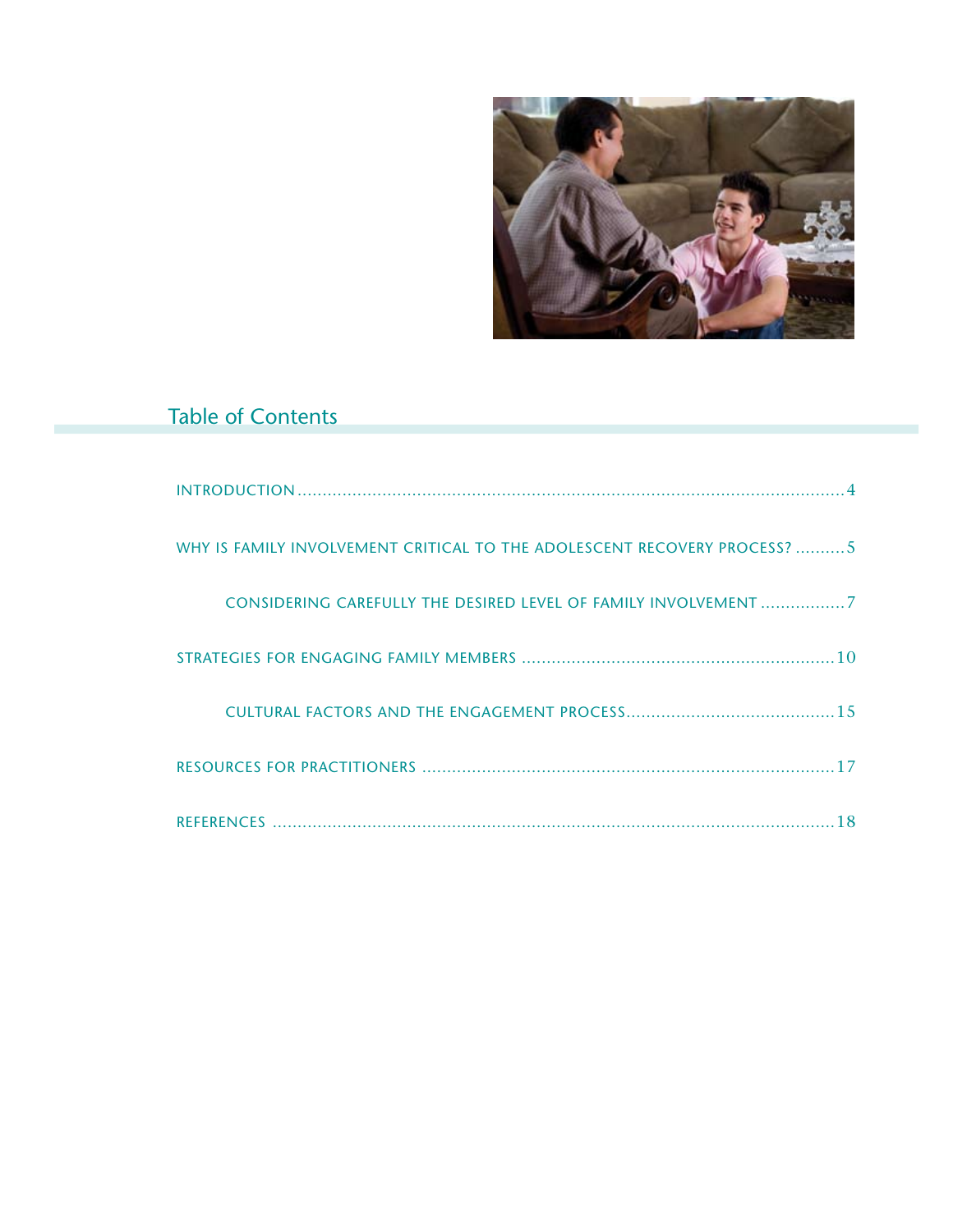## Table of Contents

INTRODUCTION .......... 4

WHY IS FAMILY INVOLVEMENT CRITICAL TO THE ADOLESCENT RECOVERY PROCESS? .......... 5

- CONSIDERING CAREFULLY THE DESIRED LEVEL OF FAMILY INVOLVEMENT .......... 7

STRATEGIES FOR ENGAGING FAMILY MEMBERS .......... 10

- CULTURAL FACTORS AND THE ENGAGEMENT PROCESS .......... 15

RESOURCES FOR PRACTITIONERS .......... 17

REFERENCES .......... 18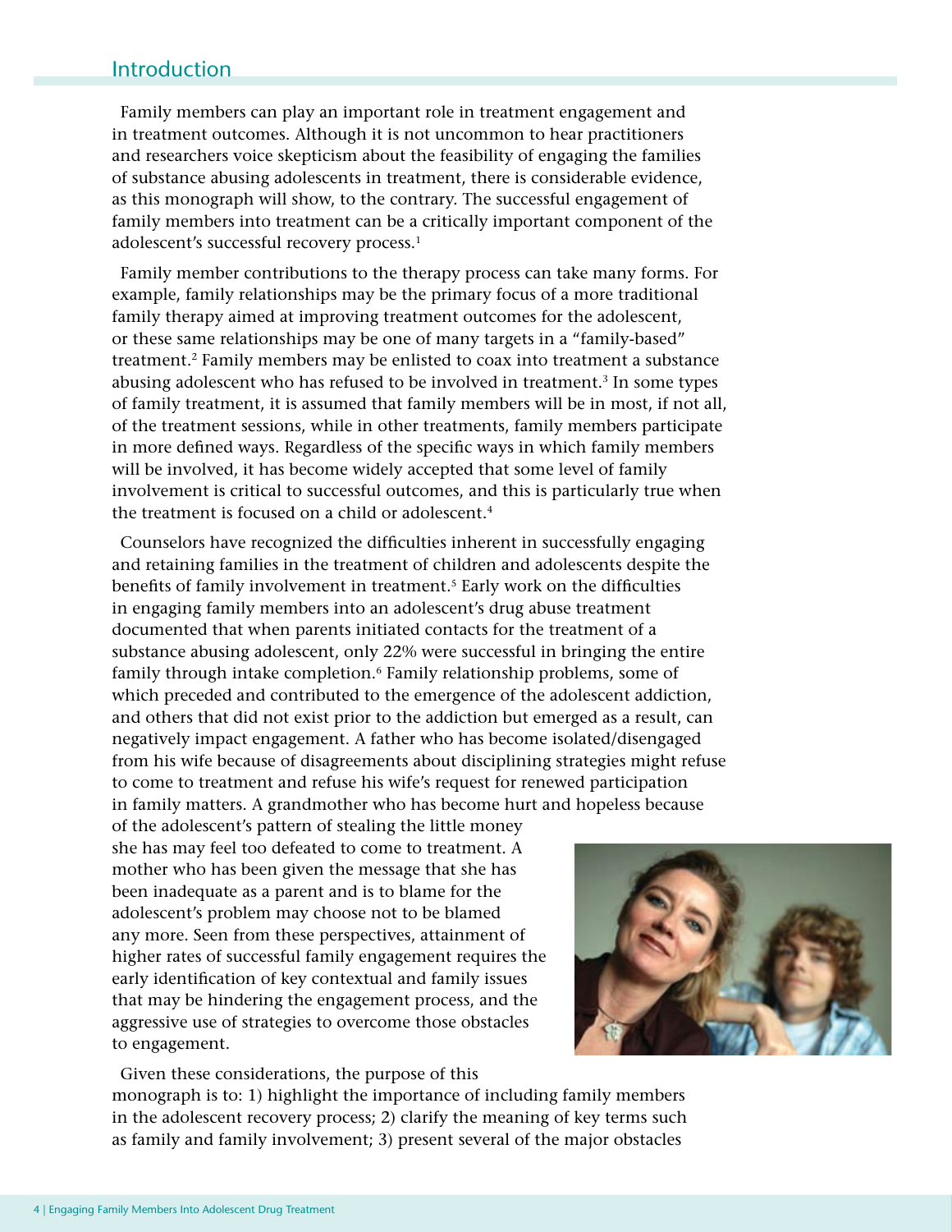## Introduction

Family members can play an important role in treatment engagement and in treatment outcomes. Although it is not uncommon to hear practitioners and researchers voice skepticism about the feasibility of engaging the families of substance abusing adolescents in treatment, there is considerable evidence, as this monograph will show, to the contrary. The successful engagement of family members into treatment can be a critically important component of the adolescent's successful recovery process.[1]

Family member contributions to the therapy process can take many forms. For example, family relationships may be the primary focus of a more traditional family therapy aimed at improving treatment outcomes for the adolescent, or these same relationships may be one of many targets in a "family-based" treatment.[2] Family members may be enlisted to coax into treatment a substance abusing adolescent who has refused to be involved in treatment.[3] In some types of family treatment, it is assumed that family members will be in most, if not all, of the treatment sessions, while in other treatments, family members participate in more defined ways. Regardless of the specific ways in which family members will be involved, it has become widely accepted that some level of family involvement is critical to successful outcomes, and this is particularly true when the treatment is focused on a child or adolescent.[4]

Counselors have recognized the difficulties inherent in successfully engaging and retaining families in the treatment of children and adolescents despite the benefits of family involvement in treatment.[5] Early work on the difficulties in engaging family members into an adolescent's drug abuse treatment documented that when parents initiated contacts for the treatment of a substance abusing adolescent, only 22% were successful in bringing the entire family through intake completion.[6] Family relationship problems, some of which preceded and contributed to the emergence of the adolescent addiction, and others that did not exist prior to the addiction but emerged as a result, can negatively impact engagement. A father who has become isolated/disengaged from his wife because of disagreements about disciplining strategies might refuse to come to treatment and refuse his wife's request for renewed participation in family matters. A grandmother who has become hurt and hopeless because of the adolescent's pattern of stealing the little money she has may feel too defeated to come to treatment. A mother who has been given the message that she has been inadequate as a parent and is to blame for the adolescent's problem may choose not to be blamed any more. Seen from these perspectives, attainment of higher rates of successful family engagement requires the early identification of key contextual and family issues that may be hindering the engagement process, and the aggressive use of strategies to overcome those obstacles to engagement.

Given these considerations, the purpose of this monograph is to: 1) highlight the importance of including family members in the adolescent recovery process; 2) clarify the meaning of key terms such as family and family involvement; 3) present several of the major obstacles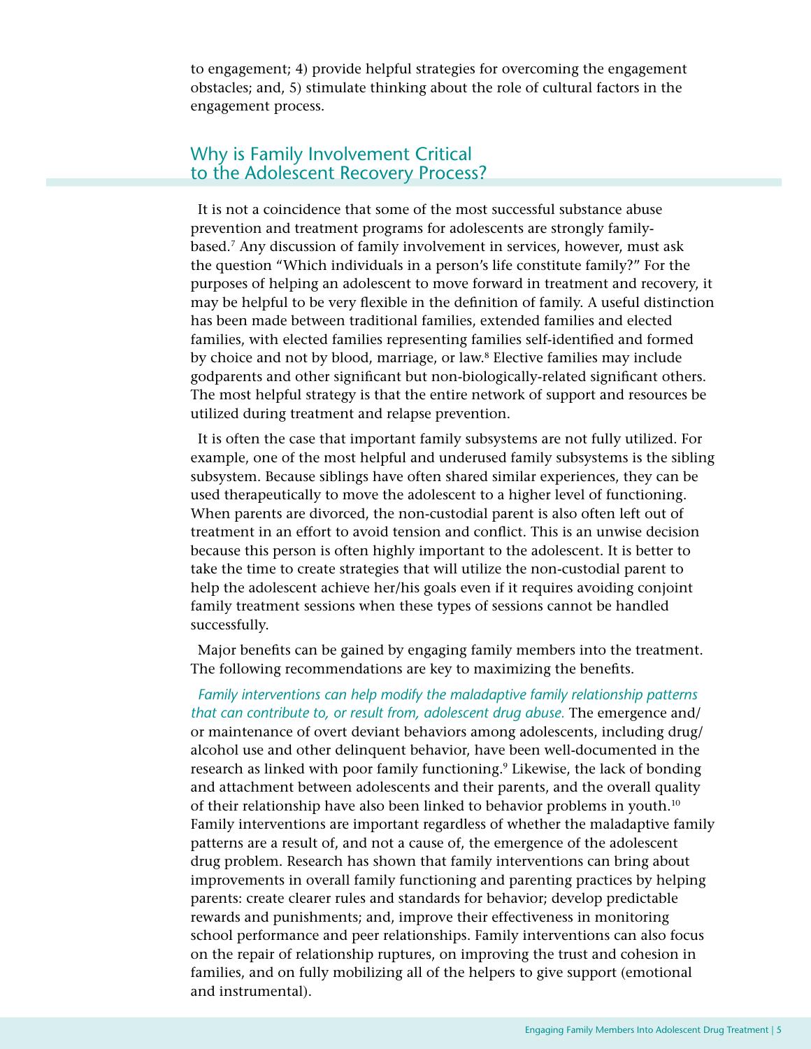to engagement; 4) provide helpful strategies for overcoming the engagement obstacles; and, 5) stimulate thinking about the role of cultural factors in the engagement process.

## Why is Family Involvement Critical to the Adolescent Recovery Process?

It is not a coincidence that some of the most successful substance abuse prevention and treatment programs for adolescents are strongly family-based.[7] Any discussion of family involvement in services, however, must ask the question "Which individuals in a person's life constitute family?" For the purposes of helping an adolescent to move forward in treatment and recovery, it may be helpful to be very flexible in the definition of family. A useful distinction has been made between traditional families, extended families and elected families, with elected families representing families self-identified and formed by choice and not by blood, marriage, or law.[8] Elective families may include godparents and other significant but non-biologically-related significant others. The most helpful strategy is that the entire network of support and resources be utilized during treatment and relapse prevention.

It is often the case that important family subsystems are not fully utilized. For example, one of the most helpful and underused family subsystems is the sibling subsystem. Because siblings have often shared similar experiences, they can be used therapeutically to move the adolescent to a higher level of functioning. When parents are divorced, the non-custodial parent is also often left out of treatment in an effort to avoid tension and conflict. This is an unwise decision because this person is often highly important to the adolescent. It is better to take the time to create strategies that will utilize the non-custodial parent to help the adolescent achieve her/his goals even if it requires avoiding conjoint family treatment sessions when these types of sessions cannot be handled successfully.

Major benefits can be gained by engaging family members into the treatment. The following recommendations are key to maximizing the benefits.

*Family interventions can help modify the maladaptive family relationship patterns that can contribute to, or result from, adolescent drug abuse.* The emergence and/or maintenance of overt deviant behaviors among adolescents, including drug/alcohol use and other delinquent behavior, have been well-documented in the research as linked with poor family functioning.[9] Likewise, the lack of bonding and attachment between adolescents and their parents, and the overall quality of their relationship have also been linked to behavior problems in youth.[10] Family interventions are important regardless of whether the maladaptive family patterns are a result of, and not a cause of, the emergence of the adolescent drug problem. Research has shown that family interventions can bring about improvements in overall family functioning and parenting practices by helping parents: create clearer rules and standards for behavior; develop predictable rewards and punishments; and, improve their effectiveness in monitoring school performance and peer relationships. Family interventions can also focus on the repair of relationship ruptures, on improving the trust and cohesion in families, and on fully mobilizing all of the helpers to give support (emotional and instrumental).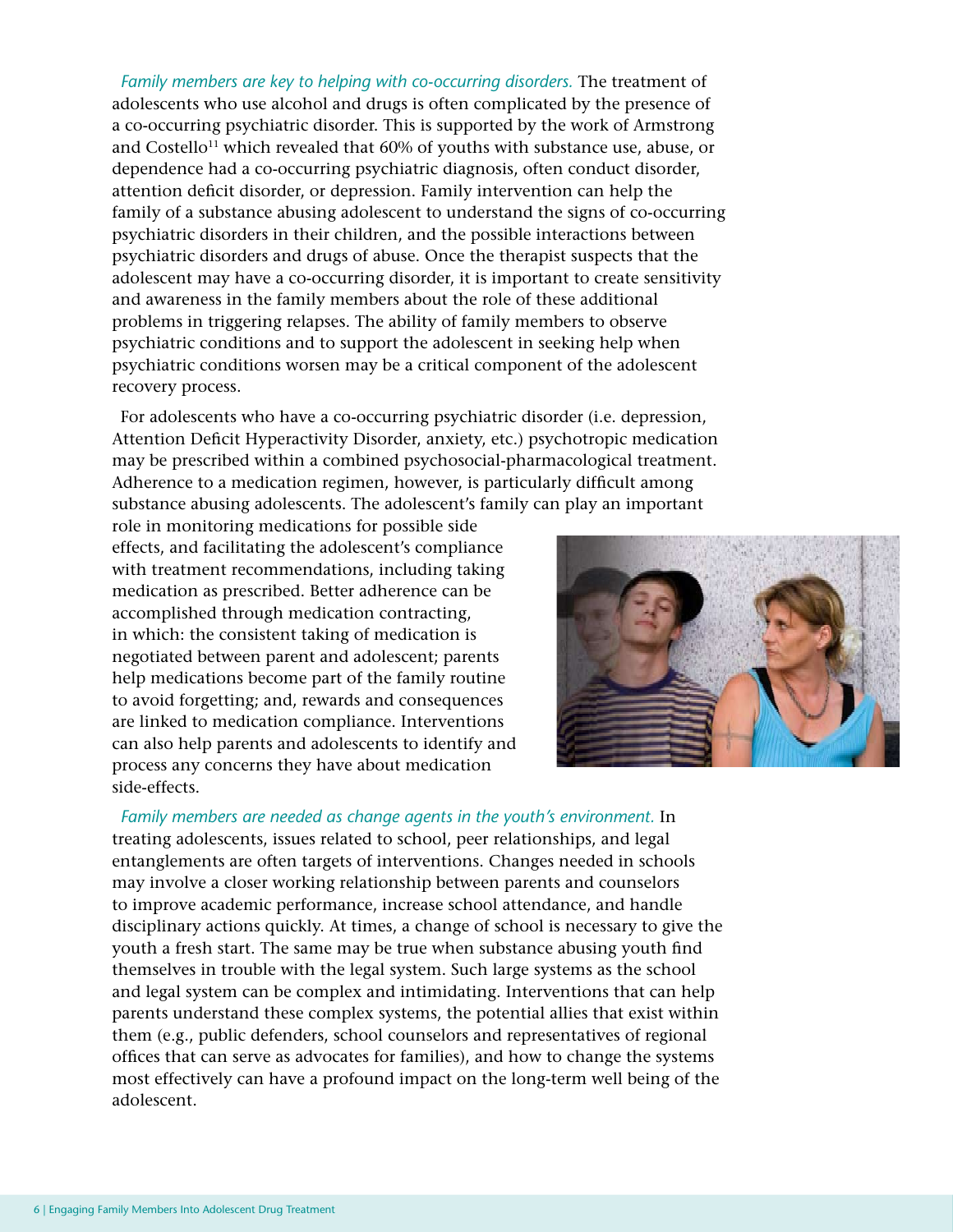*Family members are key to helping with co-occurring disorders.* The treatment of adolescents who use alcohol and drugs is often complicated by the presence of a co-occurring psychiatric disorder. This is supported by the work of Armstrong and Costello[11] which revealed that 60% of youths with substance use, abuse, or dependence had a co-occurring psychiatric diagnosis, often conduct disorder, attention deficit disorder, or depression. Family intervention can help the family of a substance abusing adolescent to understand the signs of co-occurring psychiatric disorders in their children, and the possible interactions between psychiatric disorders and drugs of abuse. Once the therapist suspects that the adolescent may have a co-occurring disorder, it is important to create sensitivity and awareness in the family members about the role of these additional problems in triggering relapses. The ability of family members to observe psychiatric conditions and to support the adolescent in seeking help when psychiatric conditions worsen may be a critical component of the adolescent recovery process.

For adolescents who have a co-occurring psychiatric disorder (i.e. depression, Attention Deficit Hyperactivity Disorder, anxiety, etc.) psychotropic medication may be prescribed within a combined psychosocial-pharmacological treatment. Adherence to a medication regimen, however, is particularly difficult among substance abusing adolescents. The adolescent's family can play an important role in monitoring medications for possible side effects, and facilitating the adolescent's compliance with treatment recommendations, including taking medication as prescribed. Better adherence can be accomplished through medication contracting, in which: the consistent taking of medication is negotiated between parent and adolescent; parents help medications become part of the family routine to avoid forgetting; and, rewards and consequences are linked to medication compliance. Interventions can also help parents and adolescents to identify and process any concerns they have about medication side-effects.

*Family members are needed as change agents in the youth's environment.* In treating adolescents, issues related to school, peer relationships, and legal entanglements are often targets of interventions. Changes needed in schools may involve a closer working relationship between parents and counselors to improve academic performance, increase school attendance, and handle disciplinary actions quickly. At times, a change of school is necessary to give the youth a fresh start. The same may be true when substance abusing youth find themselves in trouble with the legal system. Such large systems as the school and legal system can be complex and intimidating. Interventions that can help parents understand these complex systems, the potential allies that exist within them (e.g., public defenders, school counselors and representatives of regional offices that can serve as advocates for families), and how to change the systems most effectively can have a profound impact on the long-term well being of the adolescent.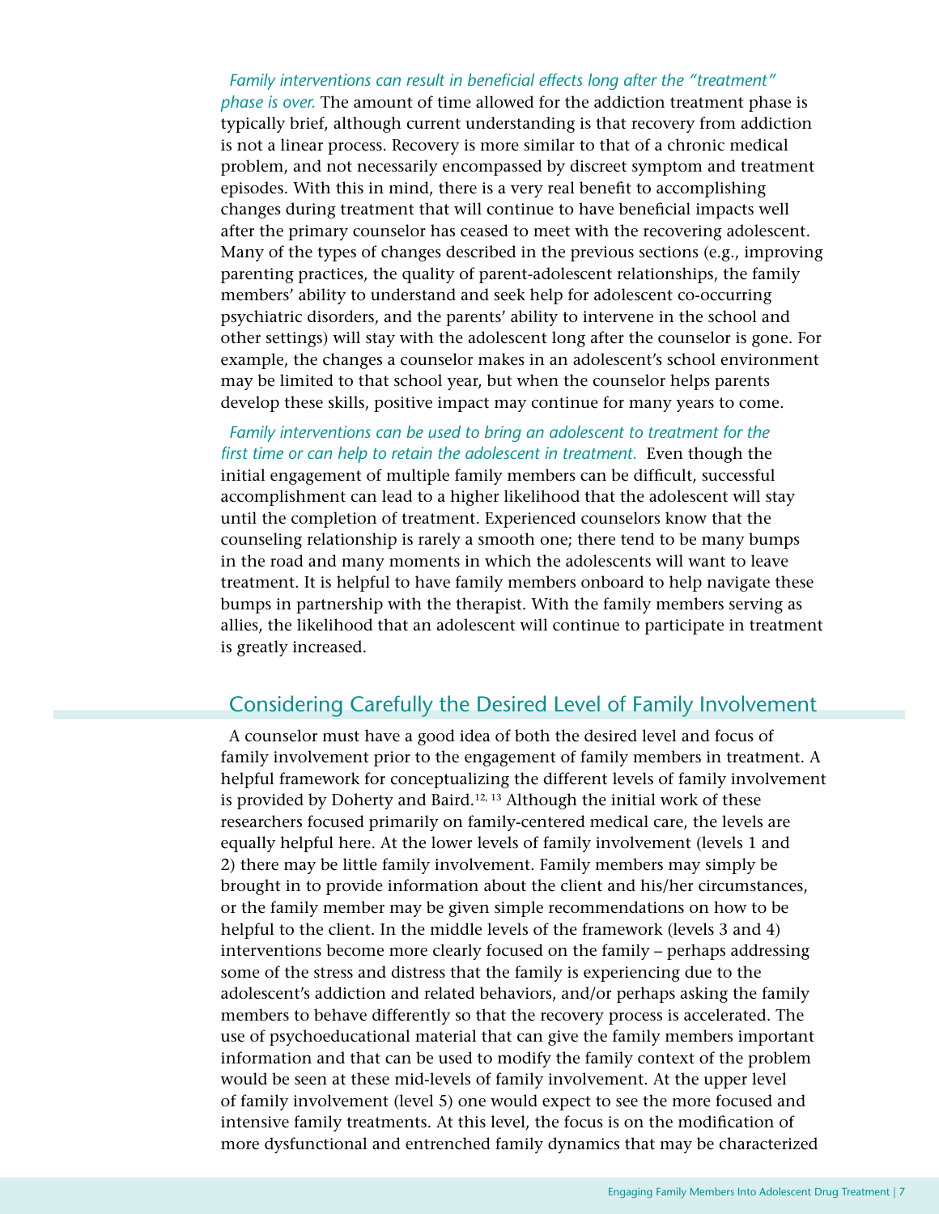*Family interventions can result in beneficial effects long after the "treatment" phase is over.* The amount of time allowed for the addiction treatment phase is typically brief, although current understanding is that recovery from addiction is not a linear process. Recovery is more similar to that of a chronic medical problem, and not necessarily encompassed by discreet symptom and treatment episodes. With this in mind, there is a very real benefit to accomplishing changes during treatment that will continue to have beneficial impacts well after the primary counselor has ceased to meet with the recovering adolescent. Many of the types of changes described in the previous sections (e.g., improving parenting practices, the quality of parent-adolescent relationships, the family members' ability to understand and seek help for adolescent co-occurring psychiatric disorders, and the parents' ability to intervene in the school and other settings) will stay with the adolescent long after the counselor is gone. For example, the changes a counselor makes in an adolescent's school environment may be limited to that school year, but when the counselor helps parents develop these skills, positive impact may continue for many years to come.

*Family interventions can be used to bring an adolescent to treatment for the first time or can help to retain the adolescent in treatment.* Even though the initial engagement of multiple family members can be difficult, successful accomplishment can lead to a higher likelihood that the adolescent will stay until the completion of treatment. Experienced counselors know that the counseling relationship is rarely a smooth one; there tend to be many bumps in the road and many moments in which the adolescents will want to leave treatment. It is helpful to have family members onboard to help navigate these bumps in partnership with the therapist. With the family members serving as allies, the likelihood that an adolescent will continue to participate in treatment is greatly increased.

## Considering Carefully the Desired Level of Family Involvement

A counselor must have a good idea of both the desired level and focus of family involvement prior to the engagement of family members in treatment. A helpful framework for conceptualizing the different levels of family involvement is provided by Doherty and Baird.[12, 13] Although the initial work of these researchers focused primarily on family-centered medical care, the levels are equally helpful here. At the lower levels of family involvement (levels 1 and 2) there may be little family involvement. Family members may simply be brought in to provide information about the client and his/her circumstances, or the family member may be given simple recommendations on how to be helpful to the client. In the middle levels of the framework (levels 3 and 4) interventions become more clearly focused on the family – perhaps addressing some of the stress and distress that the family is experiencing due to the adolescent's addiction and related behaviors, and/or perhaps asking the family members to behave differently so that the recovery process is accelerated. The use of psychoeducational material that can give the family members important information and that can be used to modify the family context of the problem would be seen at these mid-levels of family involvement. At the upper level of family involvement (level 5) one would expect to see the more focused and intensive family treatments. At this level, the focus is on the modification of more dysfunctional and entrenched family dynamics that may be characterized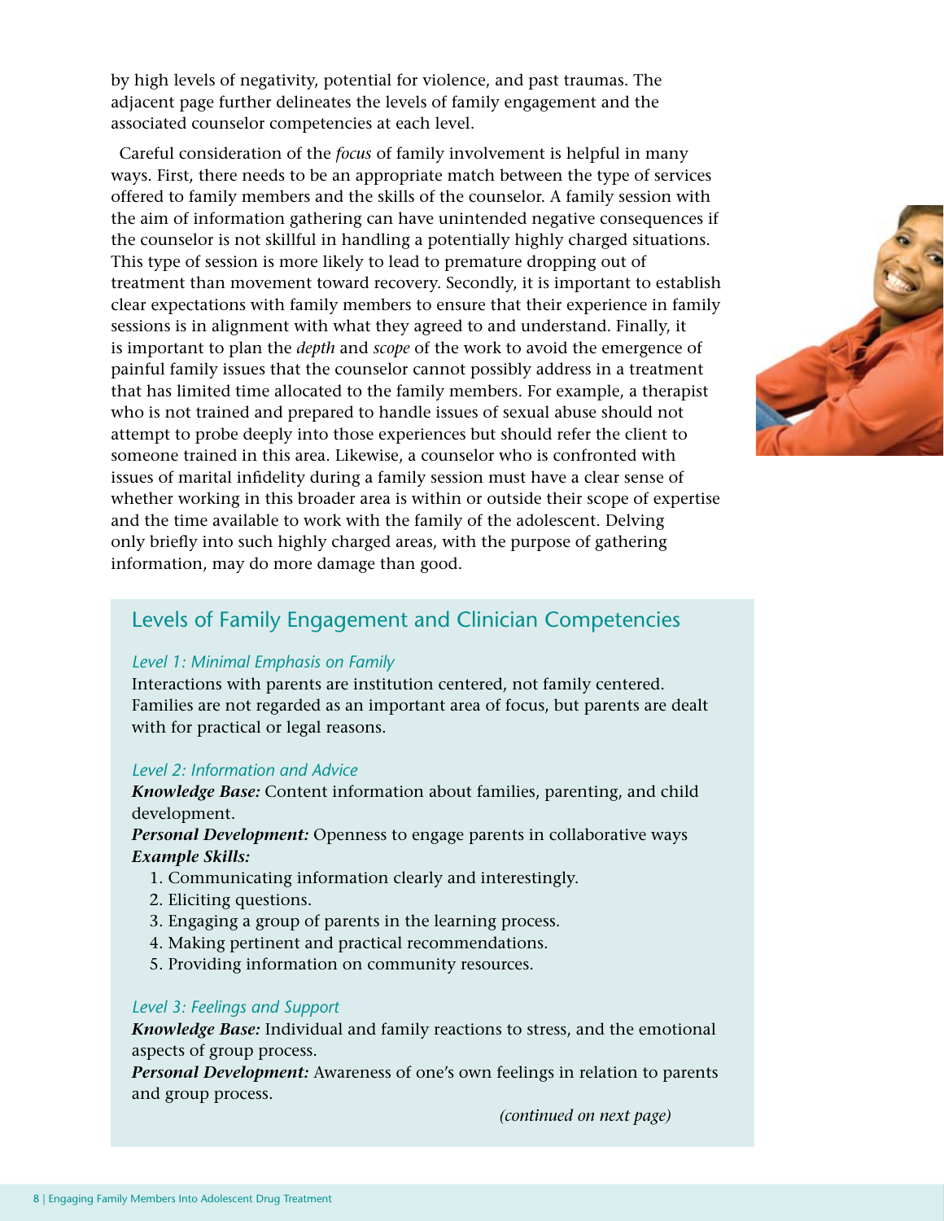by high levels of negativity, potential for violence, and past traumas. The adjacent page further delineates the levels of family engagement and the associated counselor competencies at each level.

Careful consideration of the *focus* of family involvement is helpful in many ways. First, there needs to be an appropriate match between the type of services offered to family members and the skills of the counselor. A family session with the aim of information gathering can have unintended negative consequences if the counselor is not skillful in handling a potentially highly charged situations. This type of session is more likely to lead to premature dropping out of treatment than movement toward recovery. Secondly, it is important to establish clear expectations with family members to ensure that their experience in family sessions is in alignment with what they agreed to and understand. Finally, it is important to plan the *depth* and *scope* of the work to avoid the emergence of painful family issues that the counselor cannot possibly address in a treatment that has limited time allocated to the family members. For example, a therapist who is not trained and prepared to handle issues of sexual abuse should not attempt to probe deeply into those experiences but should refer the client to someone trained in this area. Likewise, a counselor who is confronted with issues of marital infidelity during a family session must have a clear sense of whether working in this broader area is within or outside their scope of expertise and the time available to work with the family of the adolescent. Delving only briefly into such highly charged areas, with the purpose of gathering information, may do more damage than good.

## Levels of Family Engagement and Clinician Competencies

*Level 1: Minimal Emphasis on Family*

Interactions with parents are institution centered, not family centered. Families are not regarded as an important area of focus, but parents are dealt with for practical or legal reasons.

*Level 2: Information and Advice*

***Knowledge Base:*** Content information about families, parenting, and child development.

***Personal Development:*** Openness to engage parents in collaborative ways

***Example Skills:***

1. Communicating information clearly and interestingly.
2. Eliciting questions.
3. Engaging a group of parents in the learning process.
4. Making pertinent and practical recommendations.
5. Providing information on community resources.

*Level 3: Feelings and Support*

***Knowledge Base:*** Individual and family reactions to stress, and the emotional aspects of group process.

***Personal Development:*** Awareness of one's own feelings in relation to parents and group process.

*(continued on next page)*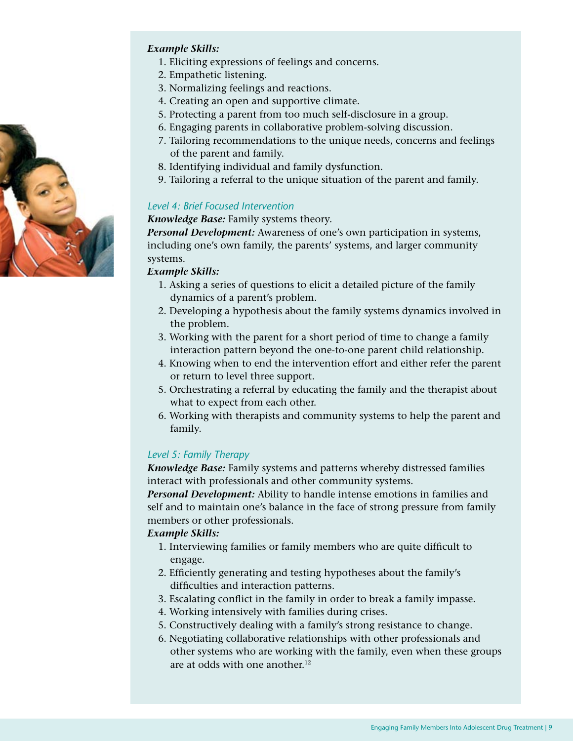***Example Skills:***

1. Eliciting expressions of feelings and concerns.
2. Empathetic listening.
3. Normalizing feelings and reactions.
4. Creating an open and supportive climate.
5. Protecting a parent from too much self-disclosure in a group.
6. Engaging parents in collaborative problem-solving discussion.
7. Tailoring recommendations to the unique needs, concerns and feelings of the parent and family.
8. Identifying individual and family dysfunction.
9. Tailoring a referral to the unique situation of the parent and family.

### *Level 4: Brief Focused Intervention*

***Knowledge Base:*** Family systems theory.

***Personal Development:*** Awareness of one's own participation in systems, including one's own family, the parents' systems, and larger community systems.

***Example Skills:***

1. Asking a series of questions to elicit a detailed picture of the family dynamics of a parent's problem.
2. Developing a hypothesis about the family systems dynamics involved in the problem.
3. Working with the parent for a short period of time to change a family interaction pattern beyond the one-to-one parent child relationship.
4. Knowing when to end the intervention effort and either refer the parent or return to level three support.
5. Orchestrating a referral by educating the family and the therapist about what to expect from each other.
6. Working with therapists and community systems to help the parent and family.

### *Level 5: Family Therapy*

***Knowledge Base:*** Family systems and patterns whereby distressed families interact with professionals and other community systems.

***Personal Development:*** Ability to handle intense emotions in families and self and to maintain one's balance in the face of strong pressure from family members or other professionals.

***Example Skills:***

1. Interviewing families or family members who are quite difficult to engage.
2. Efficiently generating and testing hypotheses about the family's difficulties and interaction patterns.
3. Escalating conflict in the family in order to break a family impasse.
4. Working intensively with families during crises.
5. Constructively dealing with a family's strong resistance to change.
6. Negotiating collaborative relationships with other professionals and other systems who are working with the family, even when these groups are at odds with one another.[12]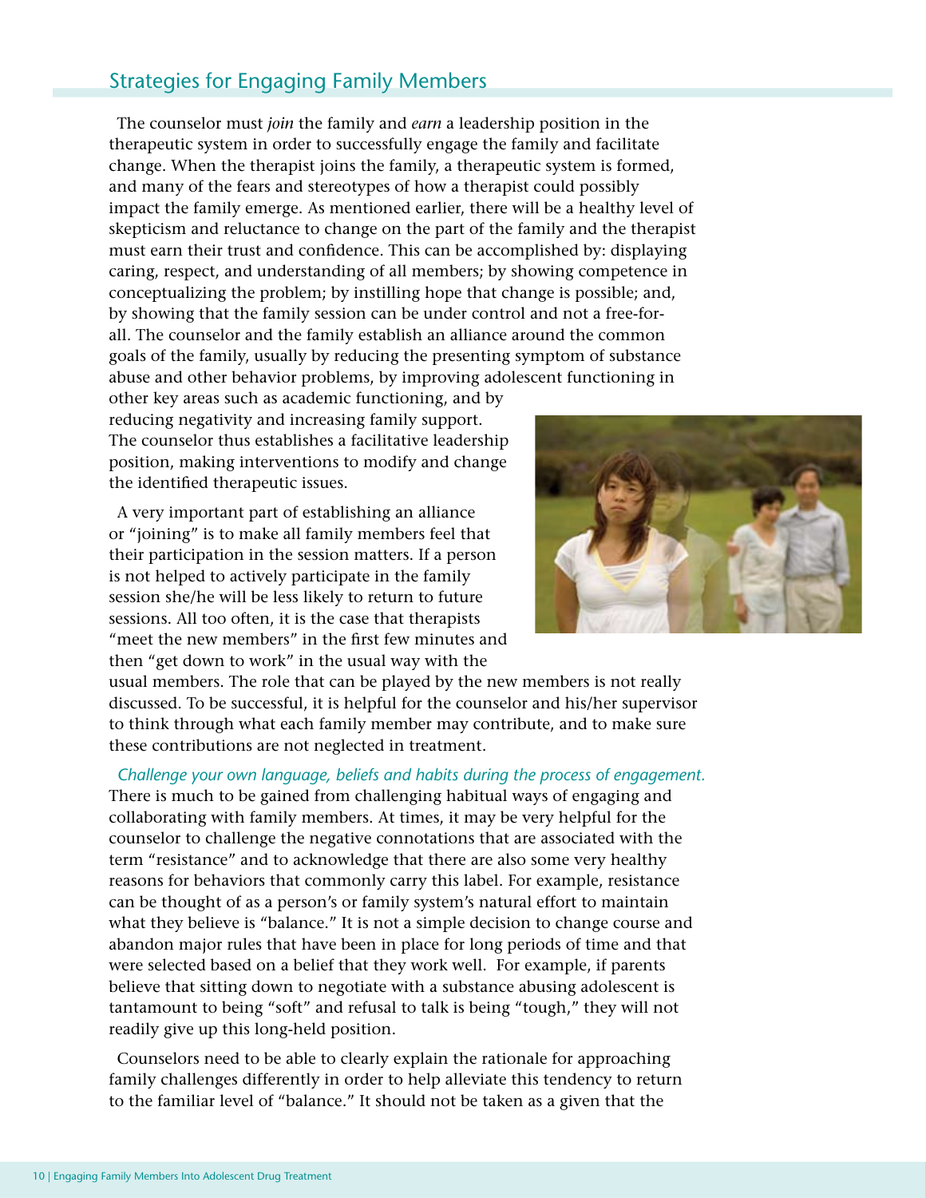## Strategies for Engaging Family Members

The counselor must *join* the family and *earn* a leadership position in the therapeutic system in order to successfully engage the family and facilitate change. When the therapist joins the family, a therapeutic system is formed, and many of the fears and stereotypes of how a therapist could possibly impact the family emerge. As mentioned earlier, there will be a healthy level of skepticism and reluctance to change on the part of the family and the therapist must earn their trust and confidence. This can be accomplished by: displaying caring, respect, and understanding of all members; by showing competence in conceptualizing the problem; by instilling hope that change is possible; and, by showing that the family session can be under control and not a free-for-all. The counselor and the family establish an alliance around the common goals of the family, usually by reducing the presenting symptom of substance abuse and other behavior problems, by improving adolescent functioning in other key areas such as academic functioning, and by reducing negativity and increasing family support. The counselor thus establishes a facilitative leadership position, making interventions to modify and change the identified therapeutic issues.

A very important part of establishing an alliance or "joining" is to make all family members feel that their participation in the session matters. If a person is not helped to actively participate in the family session she/he will be less likely to return to future sessions. All too often, it is the case that therapists "meet the new members" in the first few minutes and then "get down to work" in the usual way with the usual members. The role that can be played by the new members is not really discussed. To be successful, it is helpful for the counselor and his/her supervisor to think through what each family member may contribute, and to make sure these contributions are not neglected in treatment.

*Challenge your own language, beliefs and habits during the process of engagement.* There is much to be gained from challenging habitual ways of engaging and collaborating with family members. At times, it may be very helpful for the counselor to challenge the negative connotations that are associated with the term "resistance" and to acknowledge that there are also some very healthy reasons for behaviors that commonly carry this label. For example, resistance can be thought of as a person's or family system's natural effort to maintain what they believe is "balance." It is not a simple decision to change course and abandon major rules that have been in place for long periods of time and that were selected based on a belief that they work well. For example, if parents believe that sitting down to negotiate with a substance abusing adolescent is tantamount to being "soft" and refusal to talk is being "tough," they will not readily give up this long-held position.

Counselors need to be able to clearly explain the rationale for approaching family challenges differently in order to help alleviate this tendency to return to the familiar level of "balance." It should not be taken as a given that the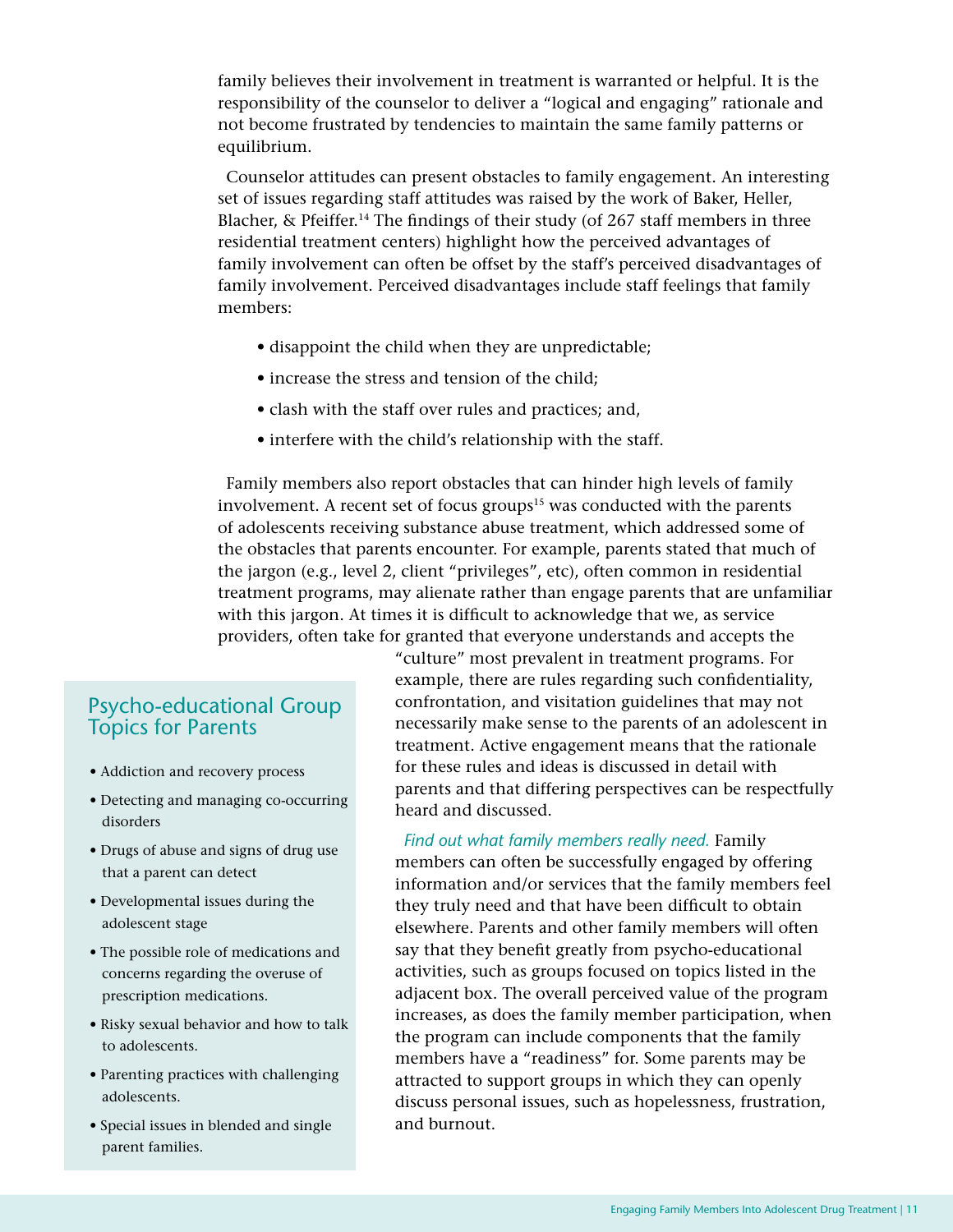family believes their involvement in treatment is warranted or helpful. It is the responsibility of the counselor to deliver a "logical and engaging" rationale and not become frustrated by tendencies to maintain the same family patterns or equilibrium.

Counselor attitudes can present obstacles to family engagement. An interesting set of issues regarding staff attitudes was raised by the work of Baker, Heller, Blacher, & Pfeiffer.[14] The findings of their study (of 267 staff members in three residential treatment centers) highlight how the perceived advantages of family involvement can often be offset by the staff's perceived disadvantages of family involvement. Perceived disadvantages include staff feelings that family members:

- disappoint the child when they are unpredictable;
- increase the stress and tension of the child;
- clash with the staff over rules and practices; and,
- interfere with the child's relationship with the staff.

Family members also report obstacles that can hinder high levels of family involvement. A recent set of focus groups[15] was conducted with the parents of adolescents receiving substance abuse treatment, which addressed some of the obstacles that parents encounter. For example, parents stated that much of the jargon (e.g., level 2, client "privileges", etc), often common in residential treatment programs, may alienate rather than engage parents that are unfamiliar with this jargon. At times it is difficult to acknowledge that we, as service providers, often take for granted that everyone understands and accepts the "culture" most prevalent in treatment programs. For example, there are rules regarding such confidentiality, confrontation, and visitation guidelines that may not necessarily make sense to the parents of an adolescent in treatment. Active engagement means that the rationale for these rules and ideas is discussed in detail with parents and that differing perspectives can be respectfully heard and discussed.

*Find out what family members really need.* Family members can often be successfully engaged by offering information and/or services that the family members feel they truly need and that have been difficult to obtain elsewhere. Parents and other family members will often say that they benefit greatly from psycho-educational activities, such as groups focused on topics listed in the adjacent box. The overall perceived value of the program increases, as does the family member participation, when the program can include components that the family members have a "readiness" for. Some parents may be attracted to support groups in which they can openly discuss personal issues, such as hopelessness, frustration, and burnout.

## Psycho-educational Group Topics for Parents

- Addiction and recovery process
- Detecting and managing co-occurring disorders
- Drugs of abuse and signs of drug use that a parent can detect
- Developmental issues during the adolescent stage
- The possible role of medications and concerns regarding the overuse of prescription medications.
- Risky sexual behavior and how to talk to adolescents.
- Parenting practices with challenging adolescents.
- Special issues in blended and single parent families.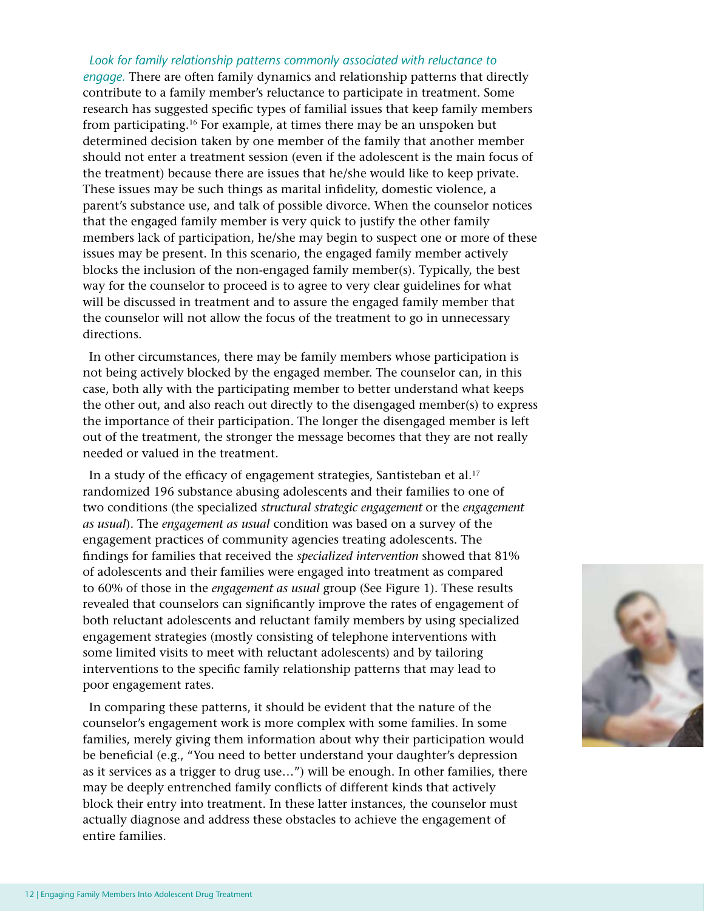*Look for family relationship patterns commonly associated with reluctance to engage.* There are often family dynamics and relationship patterns that directly contribute to a family member's reluctance to participate in treatment. Some research has suggested specific types of familial issues that keep family members from participating.[16] For example, at times there may be an unspoken but determined decision taken by one member of the family that another member should not enter a treatment session (even if the adolescent is the main focus of the treatment) because there are issues that he/she would like to keep private. These issues may be such things as marital infidelity, domestic violence, a parent's substance use, and talk of possible divorce. When the counselor notices that the engaged family member is very quick to justify the other family members lack of participation, he/she may begin to suspect one or more of these issues may be present. In this scenario, the engaged family member actively blocks the inclusion of the non-engaged family member(s). Typically, the best way for the counselor to proceed is to agree to very clear guidelines for what will be discussed in treatment and to assure the engaged family member that the counselor will not allow the focus of the treatment to go in unnecessary directions.

In other circumstances, there may be family members whose participation is not being actively blocked by the engaged member. The counselor can, in this case, both ally with the participating member to better understand what keeps the other out, and also reach out directly to the disengaged member(s) to express the importance of their participation. The longer the disengaged member is left out of the treatment, the stronger the message becomes that they are not really needed or valued in the treatment.

In a study of the efficacy of engagement strategies, Santisteban et al.[17] randomized 196 substance abusing adolescents and their families to one of two conditions (the specialized *structural strategic engagement* or the *engagement as usual*). The *engagement as usual* condition was based on a survey of the engagement practices of community agencies treating adolescents. The findings for families that received the *specialized intervention* showed that 81% of adolescents and their families were engaged into treatment as compared to 60% of those in the *engagement as usual* group (See Figure 1). These results revealed that counselors can significantly improve the rates of engagement of both reluctant adolescents and reluctant family members by using specialized engagement strategies (mostly consisting of telephone interventions with some limited visits to meet with reluctant adolescents) and by tailoring interventions to the specific family relationship patterns that may lead to poor engagement rates.

In comparing these patterns, it should be evident that the nature of the counselor's engagement work is more complex with some families. In some families, merely giving them information about why their participation would be beneficial (e.g., "You need to better understand your daughter's depression as it services as a trigger to drug use…") will be enough. In other families, there may be deeply entrenched family conflicts of different kinds that actively block their entry into treatment. In these latter instances, the counselor must actually diagnose and address these obstacles to achieve the engagement of entire families.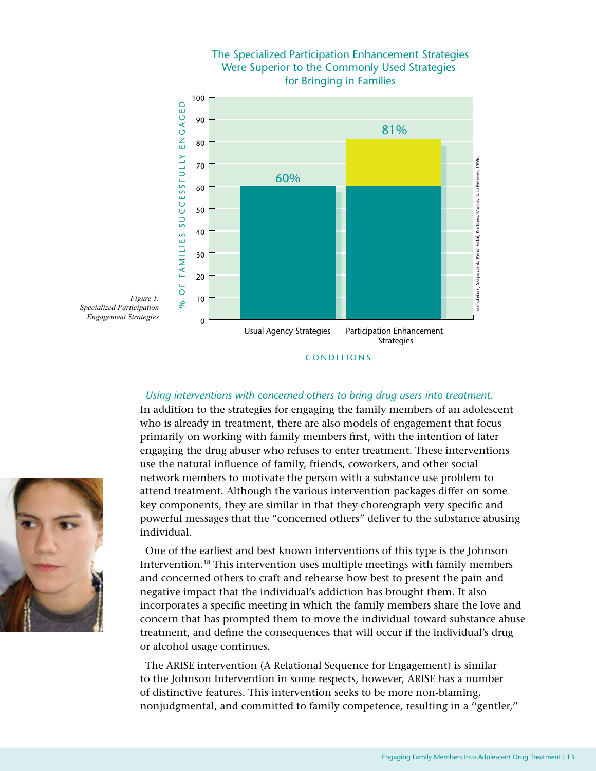**The Specialized Participation Enhancement Strategies Were Superior to the Commonly Used Strategies for Bringing in Families**

| Conditions | % of Families Successfully Engaged |
| --- | --- |
| Usual Agency Strategies | 60% |
| Participation Enhancement Strategies | 81% |

Santisteban, Szapocznik, Perez-Vidal, Kurtines, Murray & LaPerriere, 1996.

*Figure 1.*
*Specialized Participation Engagement Strategies*

*Using interventions with concerned others to bring drug users into treatment.* In addition to the strategies for engaging the family members of an adolescent who is already in treatment, there are also models of engagement that focus primarily on working with family members first, with the intention of later engaging the drug abuser who refuses to enter treatment. These interventions use the natural influence of family, friends, coworkers, and other social network members to motivate the person with a substance use problem to attend treatment. Although the various intervention packages differ on some key components, they are similar in that they choreograph very specific and powerful messages that the "concerned others" deliver to the substance abusing individual.

One of the earliest and best known interventions of this type is the Johnson Intervention.[18] This intervention uses multiple meetings with family members and concerned others to craft and rehearse how best to present the pain and negative impact that the individual's addiction has brought them. It also incorporates a specific meeting in which the family members share the love and concern that has prompted them to move the individual toward substance abuse treatment, and define the consequences that will occur if the individual's drug or alcohol usage continues.

The ARISE intervention (A Relational Sequence for Engagement) is similar to the Johnson Intervention in some respects, however, ARISE has a number of distinctive features. This intervention seeks to be more non-blaming, nonjudgmental, and committed to family competence, resulting in a "gentler,"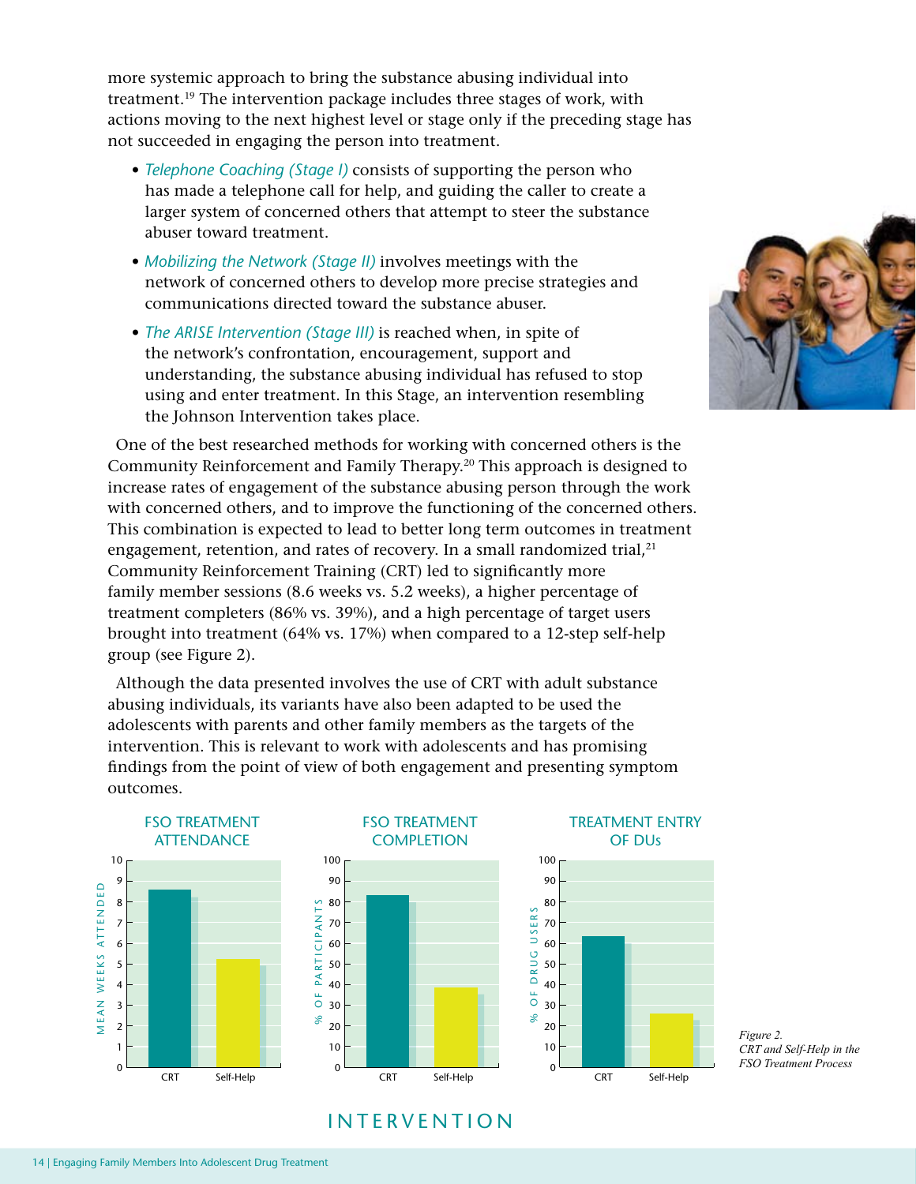more systemic approach to bring the substance abusing individual into treatment.[19] The intervention package includes three stages of work, with actions moving to the next highest level or stage only if the preceding stage has not succeeded in engaging the person into treatment.

- *Telephone Coaching (Stage I)* consists of supporting the person who has made a telephone call for help, and guiding the caller to create a larger system of concerned others that attempt to steer the substance abuser toward treatment.
- *Mobilizing the Network (Stage II)* involves meetings with the network of concerned others to develop more precise strategies and communications directed toward the substance abuser.
- *The ARISE Intervention (Stage III)* is reached when, in spite of the network's confrontation, encouragement, support and understanding, the substance abusing individual has refused to stop using and enter treatment. In this Stage, an intervention resembling the Johnson Intervention takes place.

One of the best researched methods for working with concerned others is the Community Reinforcement and Family Therapy.[20] This approach is designed to increase rates of engagement of the substance abusing person through the work with concerned others, and to improve the functioning of the concerned others. This combination is expected to lead to better long term outcomes in treatment engagement, retention, and rates of recovery. In a small randomized trial,[21] Community Reinforcement Training (CRT) led to significantly more family member sessions (8.6 weeks vs. 5.2 weeks), a higher percentage of treatment completers (86% vs. 39%), and a high percentage of target users brought into treatment (64% vs. 17%) when compared to a 12-step self-help group (see Figure 2).

Although the data presented involves the use of CRT with adult substance abusing individuals, its variants have also been adapted to be used the adolescents with parents and other family members as the targets of the intervention. This is relevant to work with adolescents and has promising findings from the point of view of both engagement and presenting symptom outcomes.

FSO TREATMENT ATTENDANCE (Mean weeks attended): CRT ≈ 8.6; Self-Help ≈ 5.2

FSO TREATMENT COMPLETION (% of participants): CRT ≈ 83; Self-Help ≈ 38

TREATMENT ENTRY OF DUs (% of drug users): CRT ≈ 63; Self-Help ≈ 26

*Figure 2. CRT and Self-Help in the FSO Treatment Process*

INTERVENTION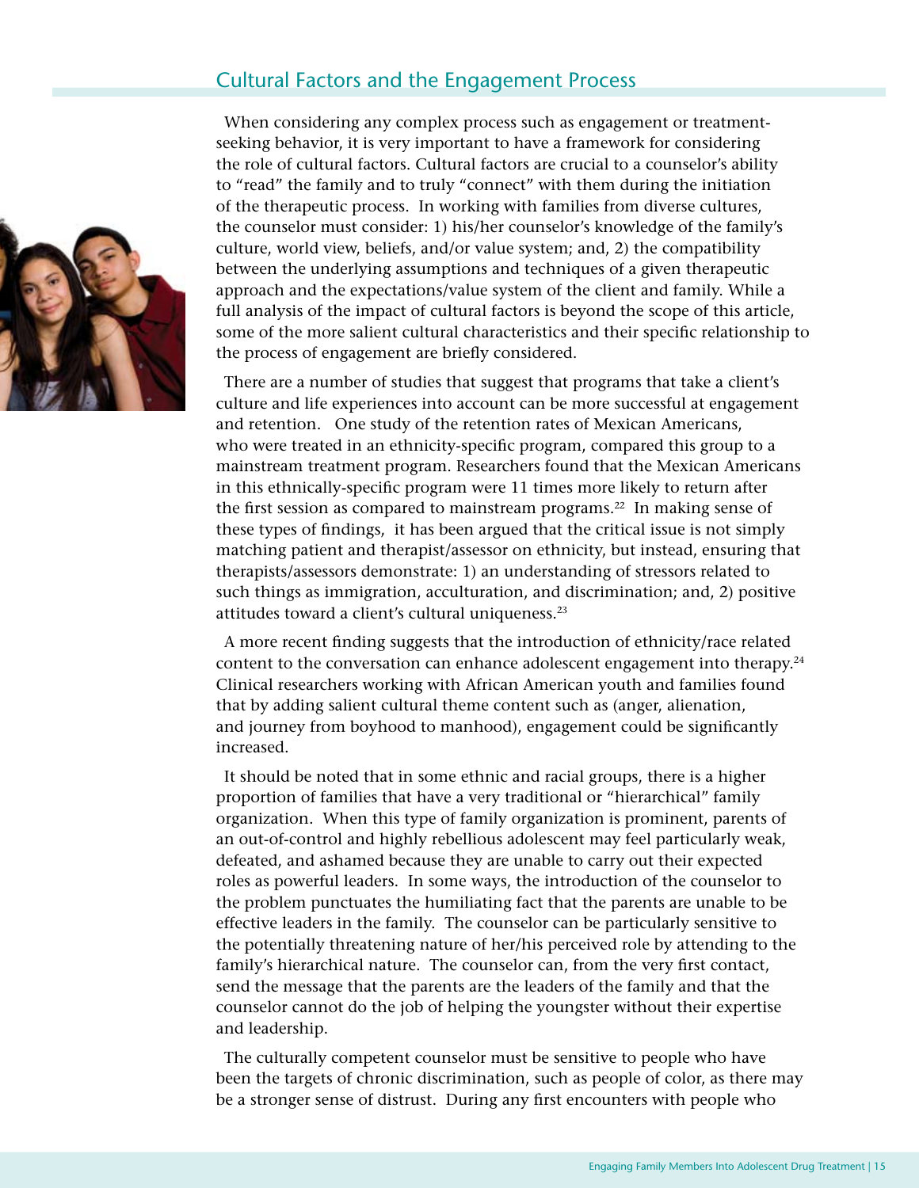## Cultural Factors and the Engagement Process

When considering any complex process such as engagement or treatment-seeking behavior, it is very important to have a framework for considering the role of cultural factors. Cultural factors are crucial to a counselor's ability to "read" the family and to truly "connect" with them during the initiation of the therapeutic process. In working with families from diverse cultures, the counselor must consider: 1) his/her counselor's knowledge of the family's culture, world view, beliefs, and/or value system; and, 2) the compatibility between the underlying assumptions and techniques of a given therapeutic approach and the expectations/value system of the client and family. While a full analysis of the impact of cultural factors is beyond the scope of this article, some of the more salient cultural characteristics and their specific relationship to the process of engagement are briefly considered.

There are a number of studies that suggest that programs that take a client's culture and life experiences into account can be more successful at engagement and retention. One study of the retention rates of Mexican Americans, who were treated in an ethnicity-specific program, compared this group to a mainstream treatment program. Researchers found that the Mexican Americans in this ethnically-specific program were 11 times more likely to return after the first session as compared to mainstream programs.[22] In making sense of these types of findings, it has been argued that the critical issue is not simply matching patient and therapist/assessor on ethnicity, but instead, ensuring that therapists/assessors demonstrate: 1) an understanding of stressors related to such things as immigration, acculturation, and discrimination; and, 2) positive attitudes toward a client's cultural uniqueness.[23]

A more recent finding suggests that the introduction of ethnicity/race related content to the conversation can enhance adolescent engagement into therapy.[24] Clinical researchers working with African American youth and families found that by adding salient cultural theme content such as (anger, alienation, and journey from boyhood to manhood), engagement could be significantly increased.

It should be noted that in some ethnic and racial groups, there is a higher proportion of families that have a very traditional or "hierarchical" family organization. When this type of family organization is prominent, parents of an out-of-control and highly rebellious adolescent may feel particularly weak, defeated, and ashamed because they are unable to carry out their expected roles as powerful leaders. In some ways, the introduction of the counselor to the problem punctuates the humiliating fact that the parents are unable to be effective leaders in the family. The counselor can be particularly sensitive to the potentially threatening nature of her/his perceived role by attending to the family's hierarchical nature. The counselor can, from the very first contact, send the message that the parents are the leaders of the family and that the counselor cannot do the job of helping the youngster without their expertise and leadership.

The culturally competent counselor must be sensitive to people who have been the targets of chronic discrimination, such as people of color, as there may be a stronger sense of distrust. During any first encounters with people who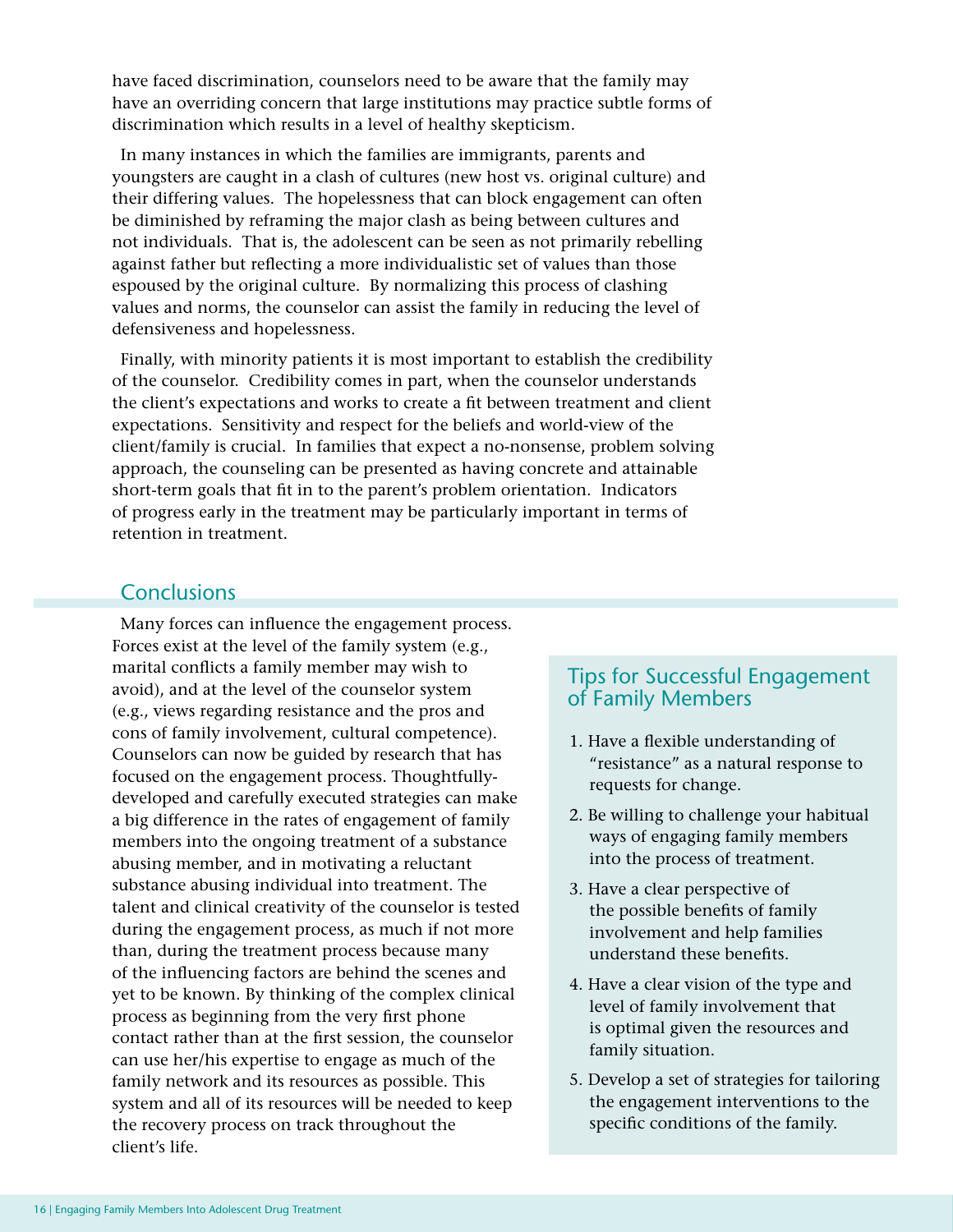have faced discrimination, counselors need to be aware that the family may have an overriding concern that large institutions may practice subtle forms of discrimination which results in a level of healthy skepticism.

In many instances in which the families are immigrants, parents and youngsters are caught in a clash of cultures (new host vs. original culture) and their differing values. The hopelessness that can block engagement can often be diminished by reframing the major clash as being between cultures and not individuals. That is, the adolescent can be seen as not primarily rebelling against father but reflecting a more individualistic set of values than those espoused by the original culture. By normalizing this process of clashing values and norms, the counselor can assist the family in reducing the level of defensiveness and hopelessness.

Finally, with minority patients it is most important to establish the credibility of the counselor. Credibility comes in part, when the counselor understands the client's expectations and works to create a fit between treatment and client expectations. Sensitivity and respect for the beliefs and world-view of the client/family is crucial. In families that expect a no-nonsense, problem solving approach, the counseling can be presented as having concrete and attainable short-term goals that fit in to the parent's problem orientation. Indicators of progress early in the treatment may be particularly important in terms of retention in treatment.

## Conclusions

Many forces can influence the engagement process. Forces exist at the level of the family system (e.g., marital conflicts a family member may wish to avoid), and at the level of the counselor system (e.g., views regarding resistance and the pros and cons of family involvement, cultural competence). Counselors can now be guided by research that has focused on the engagement process. Thoughtfully-developed and carefully executed strategies can make a big difference in the rates of engagement of family members into the ongoing treatment of a substance abusing member, and in motivating a reluctant substance abusing individual into treatment. The talent and clinical creativity of the counselor is tested during the engagement process, as much if not more than, during the treatment process because many of the influencing factors are behind the scenes and yet to be known. By thinking of the complex clinical process as beginning from the very first phone contact rather than at the first session, the counselor can use her/his expertise to engage as much of the family network and its resources as possible. This system and all of its resources will be needed to keep the recovery process on track throughout the client's life.

### Tips for Successful Engagement of Family Members

1. Have a flexible understanding of "resistance" as a natural response to requests for change.
2. Be willing to challenge your habitual ways of engaging family members into the process of treatment.
3. Have a clear perspective of the possible benefits of family involvement and help families understand these benefits.
4. Have a clear vision of the type and level of family involvement that is optimal given the resources and family situation.
5. Develop a set of strategies for tailoring the engagement interventions to the specific conditions of the family.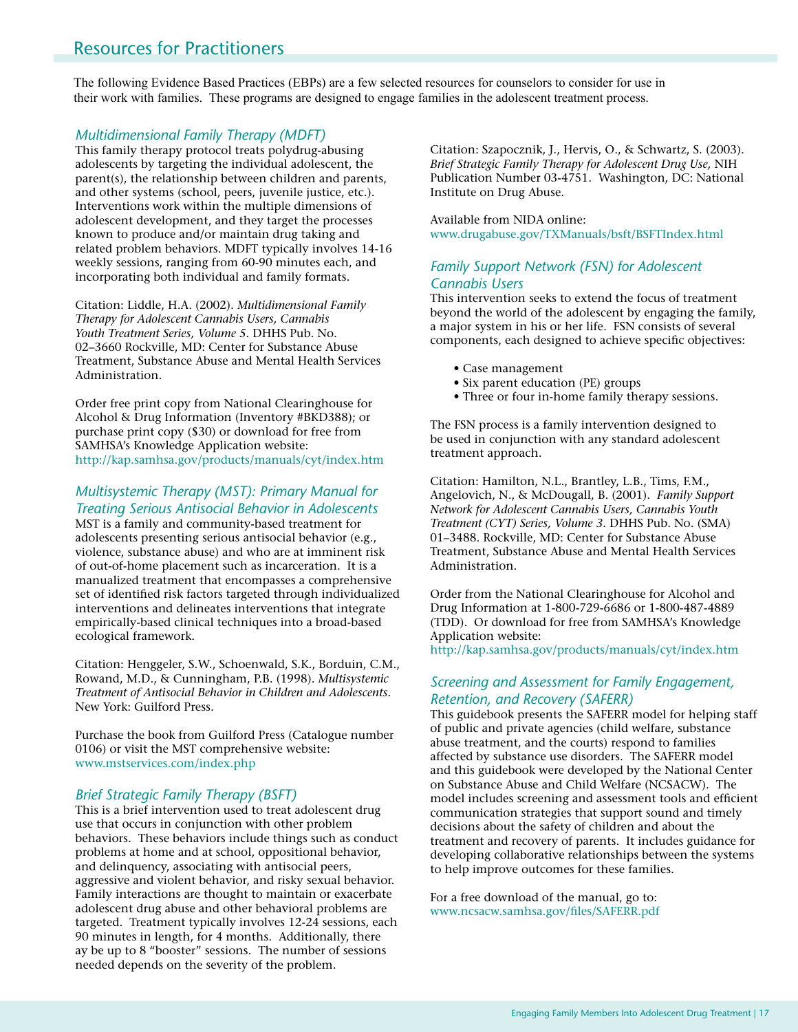# Resources for Practitioners

The following Evidence Based Practices (EBPs) are a few selected resources for counselors to consider for use in their work with families. These programs are designed to engage families in the adolescent treatment process.

### *Multidimensional Family Therapy (MDFT)*

This family therapy protocol treats polydrug-abusing adolescents by targeting the individual adolescent, the parent(s), the relationship between children and parents, and other systems (school, peers, juvenile justice, etc.). Interventions work within the multiple dimensions of adolescent development, and they target the processes known to produce and/or maintain drug taking and related problem behaviors. MDFT typically involves 14-16 weekly sessions, ranging from 60-90 minutes each, and incorporating both individual and family formats.

Citation: Liddle, H.A. (2002). *Multidimensional Family Therapy for Adolescent Cannabis Users, Cannabis Youth Treatment Series, Volume 5*. DHHS Pub. No. 02–3660 Rockville, MD: Center for Substance Abuse Treatment, Substance Abuse and Mental Health Services Administration.

Order free print copy from National Clearinghouse for Alcohol & Drug Information (Inventory #BKD388); or purchase print copy ($30) or download for free from SAMHSA's Knowledge Application website: http://kap.samhsa.gov/products/manuals/cyt/index.htm

### *Multisystemic Therapy (MST): Primary Manual for Treating Serious Antisocial Behavior in Adolescents*

MST is a family and community-based treatment for adolescents presenting serious antisocial behavior (e.g., violence, substance abuse) and who are at imminent risk of out-of-home placement such as incarceration. It is a manualized treatment that encompasses a comprehensive set of identified risk factors targeted through individualized interventions and delineates interventions that integrate empirically-based clinical techniques into a broad-based ecological framework.

Citation: Henggeler, S.W., Schoenwald, S.K., Borduin, C.M., Rowand, M.D., & Cunningham, P.B. (1998). *Multisystemic Treatment of Antisocial Behavior in Children and Adolescents*. New York: Guilford Press.

Purchase the book from Guilford Press (Catalogue number 0106) or visit the MST comprehensive website: www.mstservices.com/index.php

### *Brief Strategic Family Therapy (BSFT)*

This is a brief intervention used to treat adolescent drug use that occurs in conjunction with other problem behaviors. These behaviors include things such as conduct problems at home and at school, oppositional behavior, and delinquency, associating with antisocial peers, aggressive and violent behavior, and risky sexual behavior. Family interactions are thought to maintain or exacerbate adolescent drug abuse and other behavioral problems are targeted. Treatment typically involves 12-24 sessions, each 90 minutes in length, for 4 months. Additionally, there ay be up to 8 "booster" sessions. The number of sessions needed depends on the severity of the problem.

Citation: Szapocznik, J., Hervis, O., & Schwartz, S. (2003). *Brief Strategic Family Therapy for Adolescent Drug Use,* NIH Publication Number 03-4751. Washington, DC: National Institute on Drug Abuse.

Available from NIDA online: www.drugabuse.gov/TXManuals/bsft/BSFTIndex.html

### *Family Support Network (FSN) for Adolescent Cannabis Users*

This intervention seeks to extend the focus of treatment beyond the world of the adolescent by engaging the family, a major system in his or her life. FSN consists of several components, each designed to achieve specific objectives:

- Case management
- Six parent education (PE) groups
- Three or four in-home family therapy sessions.

The FSN process is a family intervention designed to be used in conjunction with any standard adolescent treatment approach.

Citation: Hamilton, N.L., Brantley, L.B., Tims, F.M., Angelovich, N., & McDougall, B. (2001). *Family Support Network for Adolescent Cannabis Users, Cannabis Youth Treatment (CYT) Series, Volume 3*. DHHS Pub. No. (SMA) 01–3488. Rockville, MD: Center for Substance Abuse Treatment, Substance Abuse and Mental Health Services Administration.

Order from the National Clearinghouse for Alcohol and Drug Information at 1-800-729-6686 or 1-800-487-4889 (TDD). Or download for free from SAMHSA's Knowledge Application website: http://kap.samhsa.gov/products/manuals/cyt/index.htm

### *Screening and Assessment for Family Engagement, Retention, and Recovery (SAFERR)*

This guidebook presents the SAFERR model for helping staff of public and private agencies (child welfare, substance abuse treatment, and the courts) respond to families affected by substance use disorders. The SAFERR model and this guidebook were developed by the National Center on Substance Abuse and Child Welfare (NCSACW). The model includes screening and assessment tools and efficient communication strategies that support sound and timely decisions about the safety of children and about the treatment and recovery of parents. It includes guidance for developing collaborative relationships between the systems to help improve outcomes for these families.

For a free download of the manual, go to: www.ncsacw.samhsa.gov/files/SAFERR.pdf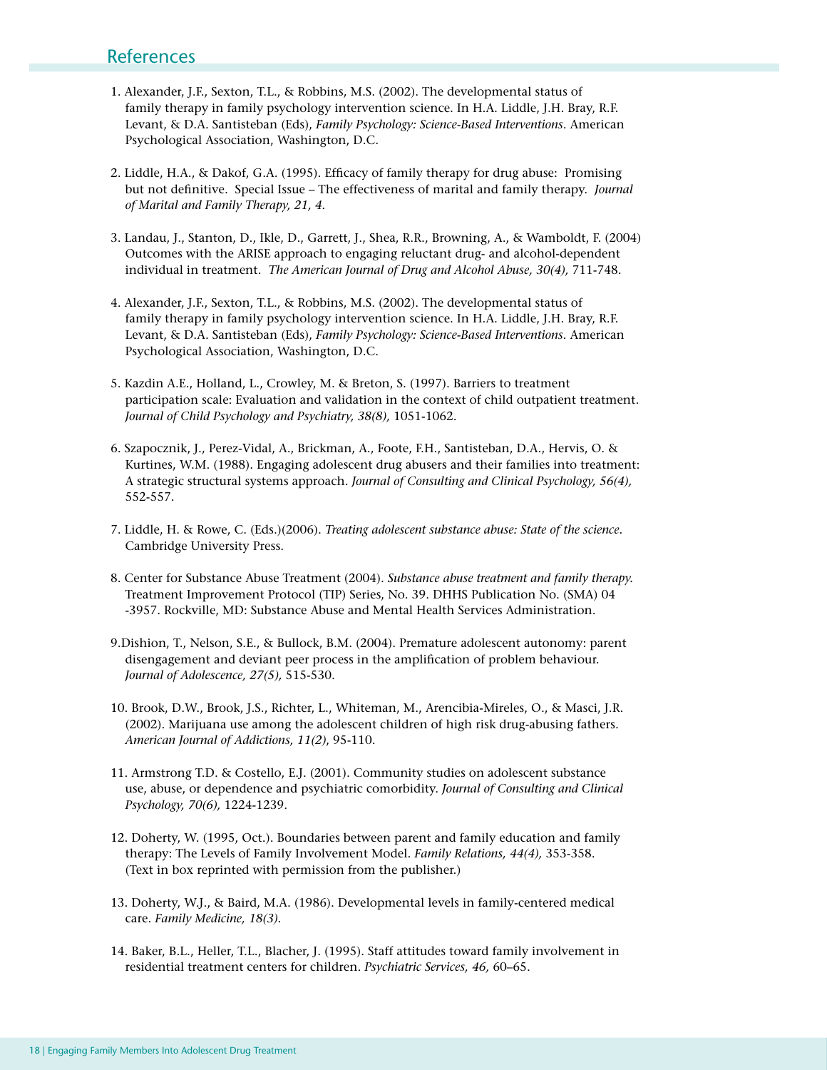## References

1. Alexander, J.F., Sexton, T.L., & Robbins, M.S. (2002). The developmental status of family therapy in family psychology intervention science. In H.A. Liddle, J.H. Bray, R.F. Levant, & D.A. Santisteban (Eds), *Family Psychology: Science-Based Interventions*. American Psychological Association, Washington, D.C.

2. Liddle, H.A., & Dakof, G.A. (1995). Efficacy of family therapy for drug abuse: Promising but not definitive. Special Issue – The effectiveness of marital and family therapy. *Journal of Marital and Family Therapy, 21, 4.*

3. Landau, J., Stanton, D., Ikle, D., Garrett, J., Shea, R.R., Browning, A., & Wamboldt, F. (2004) Outcomes with the ARISE approach to engaging reluctant drug- and alcohol-dependent individual in treatment. *The American Journal of Drug and Alcohol Abuse, 30(4),* 711-748.

4. Alexander, J.F., Sexton, T.L., & Robbins, M.S. (2002). The developmental status of family therapy in family psychology intervention science. In H.A. Liddle, J.H. Bray, R.F. Levant, & D.A. Santisteban (Eds), *Family Psychology: Science-Based Interventions.* American Psychological Association, Washington, D.C.

5. Kazdin A.E., Holland, L., Crowley, M. & Breton, S. (1997). Barriers to treatment participation scale: Evaluation and validation in the context of child outpatient treatment. *Journal of Child Psychology and Psychiatry, 38(8),* 1051-1062.

6. Szapocznik, J., Perez-Vidal, A., Brickman, A., Foote, F.H., Santisteban, D.A., Hervis, O. & Kurtines, W.M. (1988). Engaging adolescent drug abusers and their families into treatment: A strategic structural systems approach. *Journal of Consulting and Clinical Psychology, 56(4),* 552-557.

7. Liddle, H. & Rowe, C. (Eds.)(2006). *Treating adolescent substance abuse: State of the science.* Cambridge University Press.

8. Center for Substance Abuse Treatment (2004). *Substance abuse treatment and family therapy.* Treatment Improvement Protocol (TIP) Series, No. 39. DHHS Publication No. (SMA) 04 -3957. Rockville, MD: Substance Abuse and Mental Health Services Administration.

9. Dishion, T., Nelson, S.E., & Bullock, B.M. (2004). Premature adolescent autonomy: parent disengagement and deviant peer process in the amplification of problem behaviour. *Journal of Adolescence, 27(5),* 515-530.

10. Brook, D.W., Brook, J.S., Richter, L., Whiteman, M., Arencibia-Mireles, O., & Masci, J.R. (2002). Marijuana use among the adolescent children of high risk drug-abusing fathers. *American Journal of Addictions, 11(2)*, 95-110.

11. Armstrong T.D. & Costello, E.J. (2001). Community studies on adolescent substance use, abuse, or dependence and psychiatric comorbidity. *Journal of Consulting and Clinical Psychology, 70(6),* 1224-1239.

12. Doherty, W. (1995, Oct.). Boundaries between parent and family education and family therapy: The Levels of Family Involvement Model. *Family Relations, 44(4),* 353-358. (Text in box reprinted with permission from the publisher.)

13. Doherty, W.J., & Baird, M.A. (1986). Developmental levels in family-centered medical care. *Family Medicine, 18(3).*

14. Baker, B.L., Heller, T.L., Blacher, J. (1995). Staff attitudes toward family involvement in residential treatment centers for children. *Psychiatric Services, 46,* 60–65.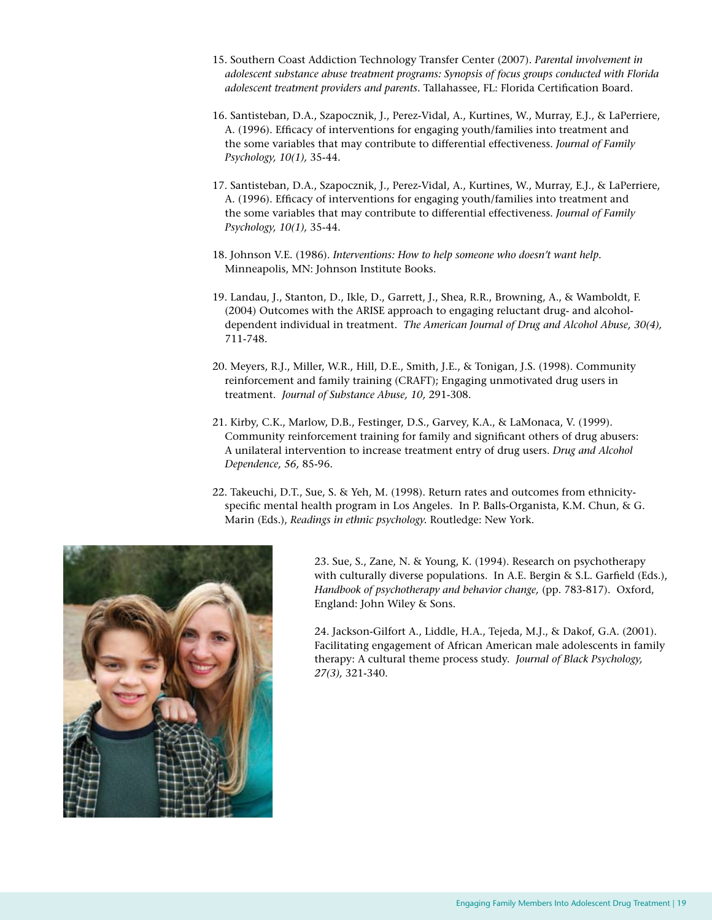15. Southern Coast Addiction Technology Transfer Center (2007). *Parental involvement in adolescent substance abuse treatment programs: Synopsis of focus groups conducted with Florida adolescent treatment providers and parents*. Tallahassee, FL: Florida Certification Board.

16. Santisteban, D.A., Szapocznik, J., Perez-Vidal, A., Kurtines, W., Murray, E.J., & LaPerriere, A. (1996). Efficacy of interventions for engaging youth/families into treatment and the some variables that may contribute to differential effectiveness. *Journal of Family Psychology, 10(1),* 35-44.

17. Santisteban, D.A., Szapocznik, J., Perez-Vidal, A., Kurtines, W., Murray, E.J., & LaPerriere, A. (1996). Efficacy of interventions for engaging youth/families into treatment and the some variables that may contribute to differential effectiveness. *Journal of Family Psychology, 10(1),* 35-44.

18. Johnson V.E. (1986). *Interventions: How to help someone who doesn't want help*. Minneapolis, MN: Johnson Institute Books.

19. Landau, J., Stanton, D., Ikle, D., Garrett, J., Shea, R.R., Browning, A., & Wamboldt, F. (2004) Outcomes with the ARISE approach to engaging reluctant drug- and alcohol-dependent individual in treatment. *The American Journal of Drug and Alcohol Abuse, 30(4),* 711-748.

20. Meyers, R.J., Miller, W.R., Hill, D.E., Smith, J.E., & Tonigan, J.S. (1998). Community reinforcement and family training (CRAFT); Engaging unmotivated drug users in treatment. *Journal of Substance Abuse, 10,* 291-308.

21. Kirby, C.K., Marlow, D.B., Festinger, D.S., Garvey, K.A., & LaMonaca, V. (1999). Community reinforcement training for family and significant others of drug abusers: A unilateral intervention to increase treatment entry of drug users. *Drug and Alcohol Dependence, 56,* 85-96.

22. Takeuchi, D.T., Sue, S. & Yeh, M. (1998). Return rates and outcomes from ethnicity-specific mental health program in Los Angeles. In P. Balls-Organista, K.M. Chun, & G. Marin (Eds.), *Readings in ethnic psychology.* Routledge: New York.

23. Sue, S., Zane, N. & Young, K. (1994). Research on psychotherapy with culturally diverse populations. In A.E. Bergin & S.L. Garfield (Eds.), *Handbook of psychotherapy and behavior change,* (pp. 783-817). Oxford, England: John Wiley & Sons.

24. Jackson-Gilfort A., Liddle, H.A., Tejeda, M.J., & Dakof, G.A. (2001). Facilitating engagement of African American male adolescents in family therapy: A cultural theme process study. *Journal of Black Psychology, 27(3),* 321-340.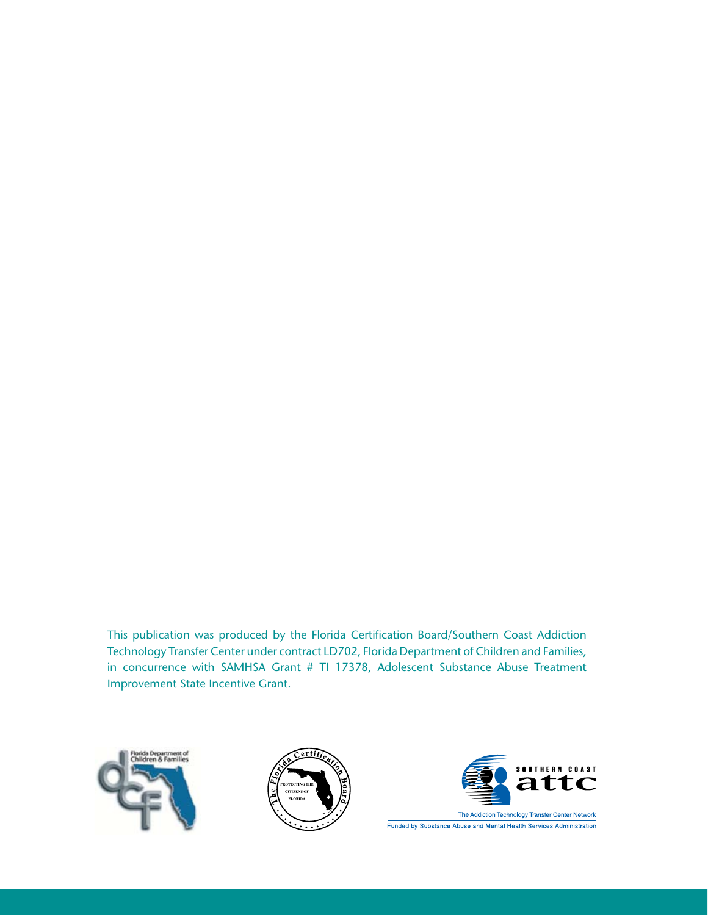This publication was produced by the Florida Certification Board/Southern Coast Addiction Technology Transfer Center under contract LD702, Florida Department of Children and Families, in concurrence with SAMHSA Grant # TI 17378, Adolescent Substance Abuse Treatment Improvement State Incentive Grant.

Florida Department of Children & Families

The Florida Certification Board

PROTECTING THE CITIZENS OF FLORIDA

SOUTHERN COAST attc

The Addiction Technology Transfer Center Network

Funded by Substance Abuse and Mental Health Services Administration